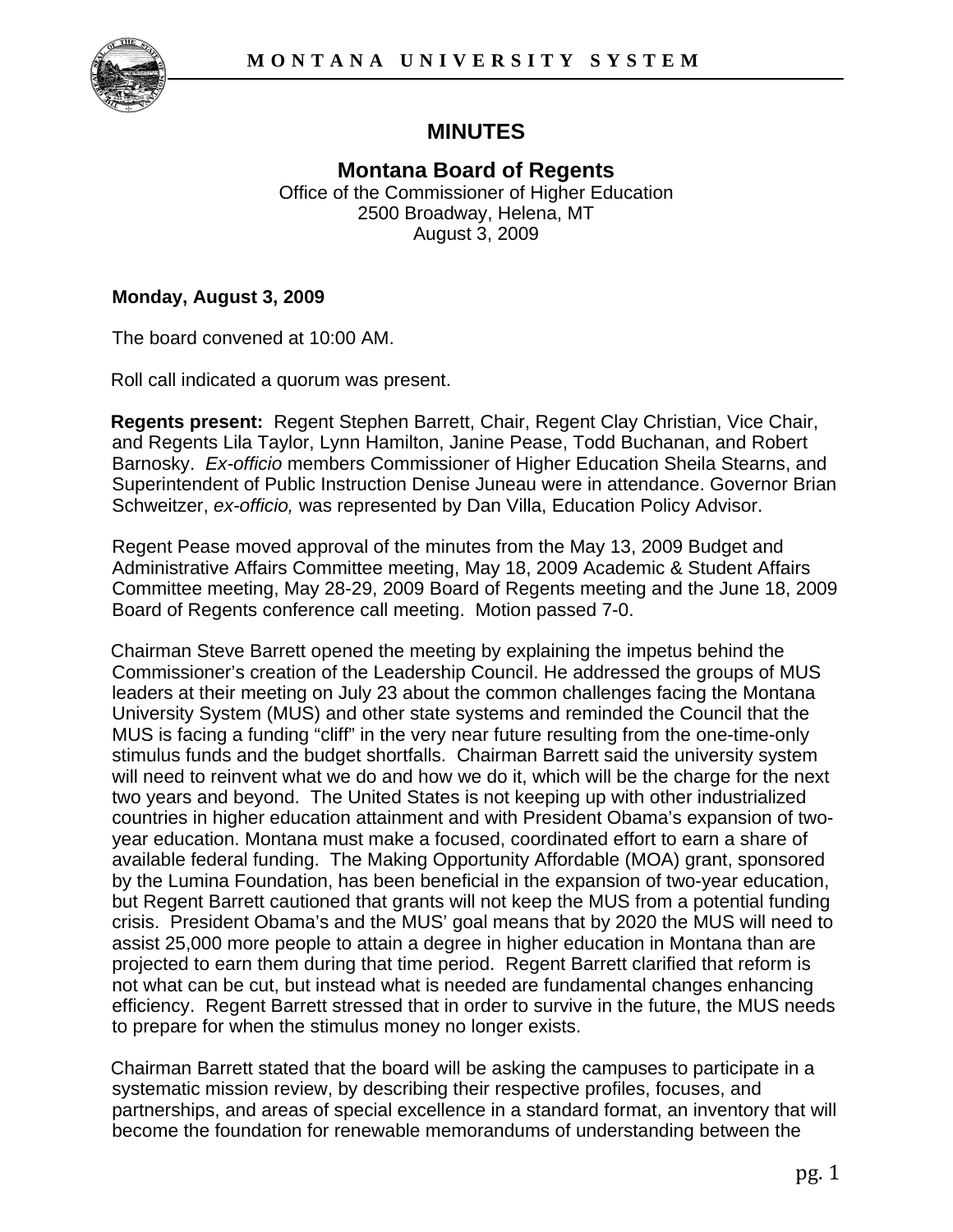# MINUTES

## Montana Board of Regents

Office of the Commissioner of Higher Education
2500 Broadway, Helena, MT
August 3, 2009

**Monday, August 3, 2009**

The board convened at 10:00 AM.

Roll call indicated a quorum was present.

**Regents present:** Regent Stephen Barrett, Chair, Regent Clay Christian, Vice Chair, and Regents Lila Taylor, Lynn Hamilton, Janine Pease, Todd Buchanan, and Robert Barnosky. *Ex-officio* members Commissioner of Higher Education Sheila Stearns, and Superintendent of Public Instruction Denise Juneau were in attendance. Governor Brian Schweitzer, *ex-officio,* was represented by Dan Villa, Education Policy Advisor.

Regent Pease moved approval of the minutes from the May 13, 2009 Budget and Administrative Affairs Committee meeting, May 18, 2009 Academic & Student Affairs Committee meeting, May 28-29, 2009 Board of Regents meeting and the June 18, 2009 Board of Regents conference call meeting. Motion passed 7-0.

Chairman Steve Barrett opened the meeting by explaining the impetus behind the Commissioner's creation of the Leadership Council. He addressed the groups of MUS leaders at their meeting on July 23 about the common challenges facing the Montana University System (MUS) and other state systems and reminded the Council that the MUS is facing a funding "cliff" in the very near future resulting from the one-time-only stimulus funds and the budget shortfalls. Chairman Barrett said the university system will need to reinvent what we do and how we do it, which will be the charge for the next two years and beyond. The United States is not keeping up with other industrialized countries in higher education attainment and with President Obama's expansion of two-year education. Montana must make a focused, coordinated effort to earn a share of available federal funding. The Making Opportunity Affordable (MOA) grant, sponsored by the Lumina Foundation, has been beneficial in the expansion of two-year education, but Regent Barrett cautioned that grants will not keep the MUS from a potential funding crisis. President Obama's and the MUS' goal means that by 2020 the MUS will need to assist 25,000 more people to attain a degree in higher education in Montana than are projected to earn them during that time period. Regent Barrett clarified that reform is not what can be cut, but instead what is needed are fundamental changes enhancing efficiency. Regent Barrett stressed that in order to survive in the future, the MUS needs to prepare for when the stimulus money no longer exists.

Chairman Barrett stated that the board will be asking the campuses to participate in a systematic mission review, by describing their respective profiles, focuses, and partnerships, and areas of special excellence in a standard format, an inventory that will become the foundation for renewable memorandums of understanding between the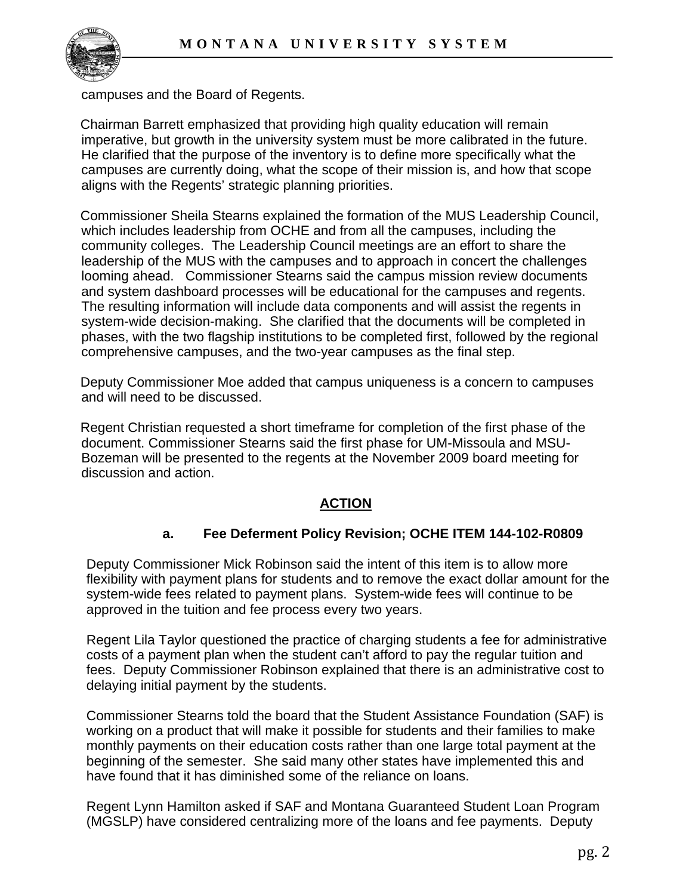campuses and the Board of Regents.

Chairman Barrett emphasized that providing high quality education will remain imperative, but growth in the university system must be more calibrated in the future. He clarified that the purpose of the inventory is to define more specifically what the campuses are currently doing, what the scope of their mission is, and how that scope aligns with the Regents' strategic planning priorities.

Commissioner Sheila Stearns explained the formation of the MUS Leadership Council, which includes leadership from OCHE and from all the campuses, including the community colleges. The Leadership Council meetings are an effort to share the leadership of the MUS with the campuses and to approach in concert the challenges looming ahead. Commissioner Stearns said the campus mission review documents and system dashboard processes will be educational for the campuses and regents. The resulting information will include data components and will assist the regents in system-wide decision-making. She clarified that the documents will be completed in phases, with the two flagship institutions to be completed first, followed by the regional comprehensive campuses, and the two-year campuses as the final step.

Deputy Commissioner Moe added that campus uniqueness is a concern to campuses and will need to be discussed.

Regent Christian requested a short timeframe for completion of the first phase of the document. Commissioner Stearns said the first phase for UM-Missoula and MSU-Bozeman will be presented to the regents at the November 2009 board meeting for discussion and action.

## ACTION

### a. Fee Deferment Policy Revision; OCHE ITEM 144-102-R0809

Deputy Commissioner Mick Robinson said the intent of this item is to allow more flexibility with payment plans for students and to remove the exact dollar amount for the system-wide fees related to payment plans. System-wide fees will continue to be approved in the tuition and fee process every two years.

Regent Lila Taylor questioned the practice of charging students a fee for administrative costs of a payment plan when the student can't afford to pay the regular tuition and fees. Deputy Commissioner Robinson explained that there is an administrative cost to delaying initial payment by the students.

Commissioner Stearns told the board that the Student Assistance Foundation (SAF) is working on a product that will make it possible for students and their families to make monthly payments on their education costs rather than one large total payment at the beginning of the semester. She said many other states have implemented this and have found that it has diminished some of the reliance on loans.

Regent Lynn Hamilton asked if SAF and Montana Guaranteed Student Loan Program (MGSLP) have considered centralizing more of the loans and fee payments. Deputy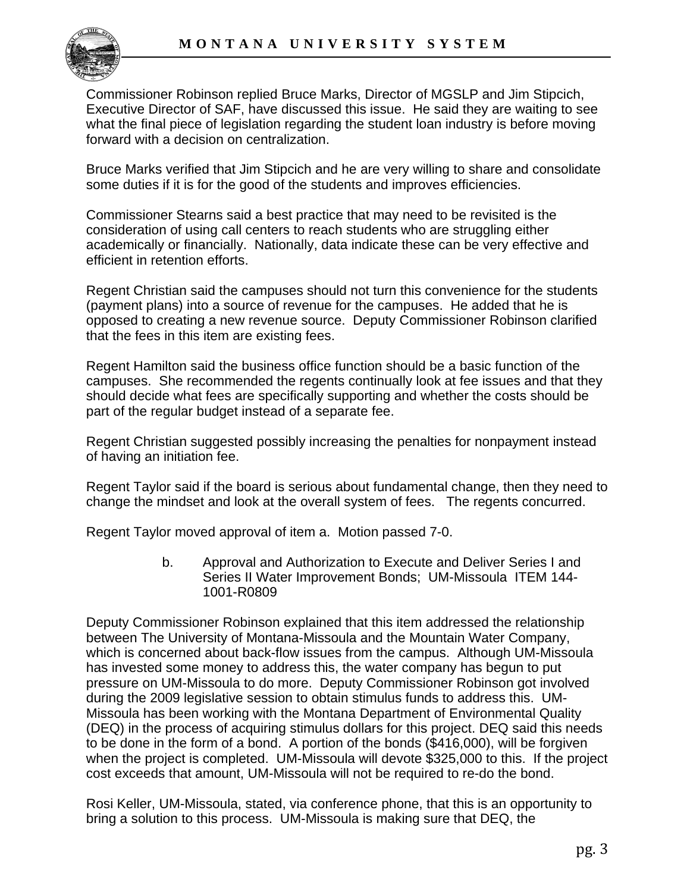Commissioner Robinson replied Bruce Marks, Director of MGSLP and Jim Stipcich, Executive Director of SAF, have discussed this issue. He said they are waiting to see what the final piece of legislation regarding the student loan industry is before moving forward with a decision on centralization.

Bruce Marks verified that Jim Stipcich and he are very willing to share and consolidate some duties if it is for the good of the students and improves efficiencies.

Commissioner Stearns said a best practice that may need to be revisited is the consideration of using call centers to reach students who are struggling either academically or financially. Nationally, data indicate these can be very effective and efficient in retention efforts.

Regent Christian said the campuses should not turn this convenience for the students (payment plans) into a source of revenue for the campuses. He added that he is opposed to creating a new revenue source. Deputy Commissioner Robinson clarified that the fees in this item are existing fees.

Regent Hamilton said the business office function should be a basic function of the campuses. She recommended the regents continually look at fee issues and that they should decide what fees are specifically supporting and whether the costs should be part of the regular budget instead of a separate fee.

Regent Christian suggested possibly increasing the penalties for nonpayment instead of having an initiation fee.

Regent Taylor said if the board is serious about fundamental change, then they need to change the mindset and look at the overall system of fees. The regents concurred.

Regent Taylor moved approval of item a. Motion passed 7-0.

b. Approval and Authorization to Execute and Deliver Series I and Series II Water Improvement Bonds; UM-Missoula ITEM 144-1001-R0809

Deputy Commissioner Robinson explained that this item addressed the relationship between The University of Montana-Missoula and the Mountain Water Company, which is concerned about back-flow issues from the campus. Although UM-Missoula has invested some money to address this, the water company has begun to put pressure on UM-Missoula to do more. Deputy Commissioner Robinson got involved during the 2009 legislative session to obtain stimulus funds to address this. UM-Missoula has been working with the Montana Department of Environmental Quality (DEQ) in the process of acquiring stimulus dollars for this project. DEQ said this needs to be done in the form of a bond. A portion of the bonds ($416,000), will be forgiven when the project is completed. UM-Missoula will devote $325,000 to this. If the project cost exceeds that amount, UM-Missoula will not be required to re-do the bond.

Rosi Keller, UM-Missoula, stated, via conference phone, that this is an opportunity to bring a solution to this process. UM-Missoula is making sure that DEQ, the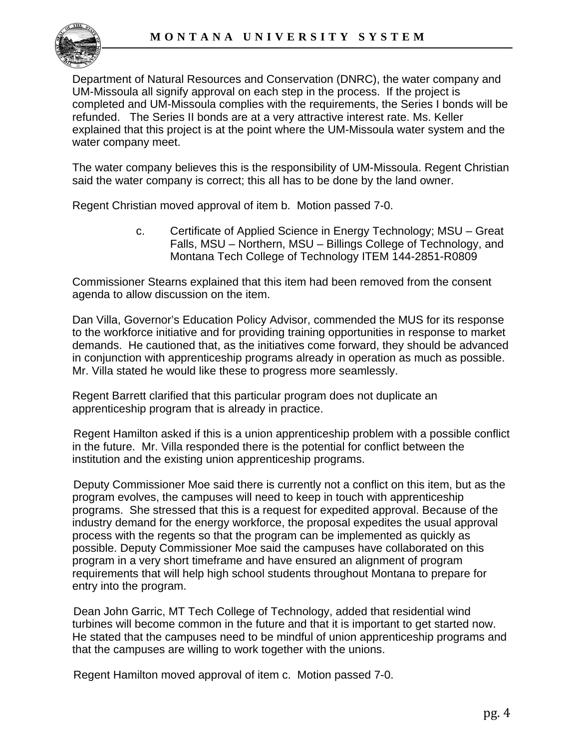Department of Natural Resources and Conservation (DNRC), the water company and UM-Missoula all signify approval on each step in the process. If the project is completed and UM-Missoula complies with the requirements, the Series I bonds will be refunded. The Series II bonds are at a very attractive interest rate. Ms. Keller explained that this project is at the point where the UM-Missoula water system and the water company meet.

The water company believes this is the responsibility of UM-Missoula. Regent Christian said the water company is correct; this all has to be done by the land owner.

Regent Christian moved approval of item b. Motion passed 7-0.

c. Certificate of Applied Science in Energy Technology; MSU – Great Falls, MSU – Northern, MSU – Billings College of Technology, and Montana Tech College of Technology ITEM 144-2851-R0809

Commissioner Stearns explained that this item had been removed from the consent agenda to allow discussion on the item.

Dan Villa, Governor's Education Policy Advisor, commended the MUS for its response to the workforce initiative and for providing training opportunities in response to market demands. He cautioned that, as the initiatives come forward, they should be advanced in conjunction with apprenticeship programs already in operation as much as possible. Mr. Villa stated he would like these to progress more seamlessly.

Regent Barrett clarified that this particular program does not duplicate an apprenticeship program that is already in practice.

Regent Hamilton asked if this is a union apprenticeship problem with a possible conflict in the future. Mr. Villa responded there is the potential for conflict between the institution and the existing union apprenticeship programs.

Deputy Commissioner Moe said there is currently not a conflict on this item, but as the program evolves, the campuses will need to keep in touch with apprenticeship programs. She stressed that this is a request for expedited approval. Because of the industry demand for the energy workforce, the proposal expedites the usual approval process with the regents so that the program can be implemented as quickly as possible. Deputy Commissioner Moe said the campuses have collaborated on this program in a very short timeframe and have ensured an alignment of program requirements that will help high school students throughout Montana to prepare for entry into the program.

Dean John Garric, MT Tech College of Technology, added that residential wind turbines will become common in the future and that it is important to get started now. He stated that the campuses need to be mindful of union apprenticeship programs and that the campuses are willing to work together with the unions.

Regent Hamilton moved approval of item c. Motion passed 7-0.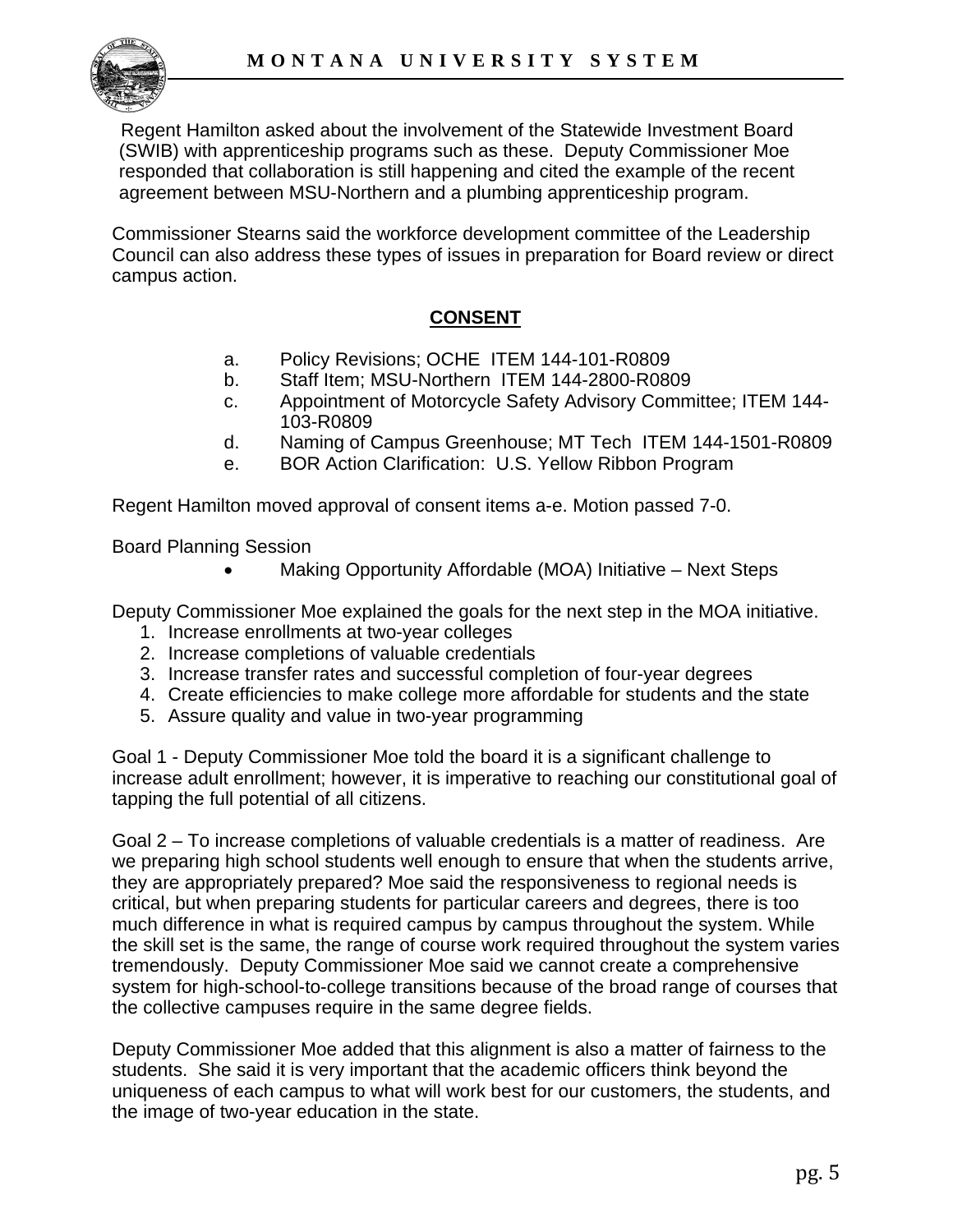Regent Hamilton asked about the involvement of the Statewide Investment Board (SWIB) with apprenticeship programs such as these. Deputy Commissioner Moe responded that collaboration is still happening and cited the example of the recent agreement between MSU-Northern and a plumbing apprenticeship program.

Commissioner Stearns said the workforce development committee of the Leadership Council can also address these types of issues in preparation for Board review or direct campus action.

## CONSENT

a. Policy Revisions; OCHE ITEM 144-101-R0809
b. Staff Item; MSU-Northern ITEM 144-2800-R0809
c. Appointment of Motorcycle Safety Advisory Committee; ITEM 144-103-R0809
d. Naming of Campus Greenhouse; MT Tech ITEM 144-1501-R0809
e. BOR Action Clarification: U.S. Yellow Ribbon Program

Regent Hamilton moved approval of consent items a-e. Motion passed 7-0.

Board Planning Session

- Making Opportunity Affordable (MOA) Initiative – Next Steps

Deputy Commissioner Moe explained the goals for the next step in the MOA initiative.

1. Increase enrollments at two-year colleges
2. Increase completions of valuable credentials
3. Increase transfer rates and successful completion of four-year degrees
4. Create efficiencies to make college more affordable for students and the state
5. Assure quality and value in two-year programming

Goal 1 - Deputy Commissioner Moe told the board it is a significant challenge to increase adult enrollment; however, it is imperative to reaching our constitutional goal of tapping the full potential of all citizens.

Goal 2 – To increase completions of valuable credentials is a matter of readiness. Are we preparing high school students well enough to ensure that when the students arrive, they are appropriately prepared? Moe said the responsiveness to regional needs is critical, but when preparing students for particular careers and degrees, there is too much difference in what is required campus by campus throughout the system. While the skill set is the same, the range of course work required throughout the system varies tremendously. Deputy Commissioner Moe said we cannot create a comprehensive system for high-school-to-college transitions because of the broad range of courses that the collective campuses require in the same degree fields.

Deputy Commissioner Moe added that this alignment is also a matter of fairness to the students. She said it is very important that the academic officers think beyond the uniqueness of each campus to what will work best for our customers, the students, and the image of two-year education in the state.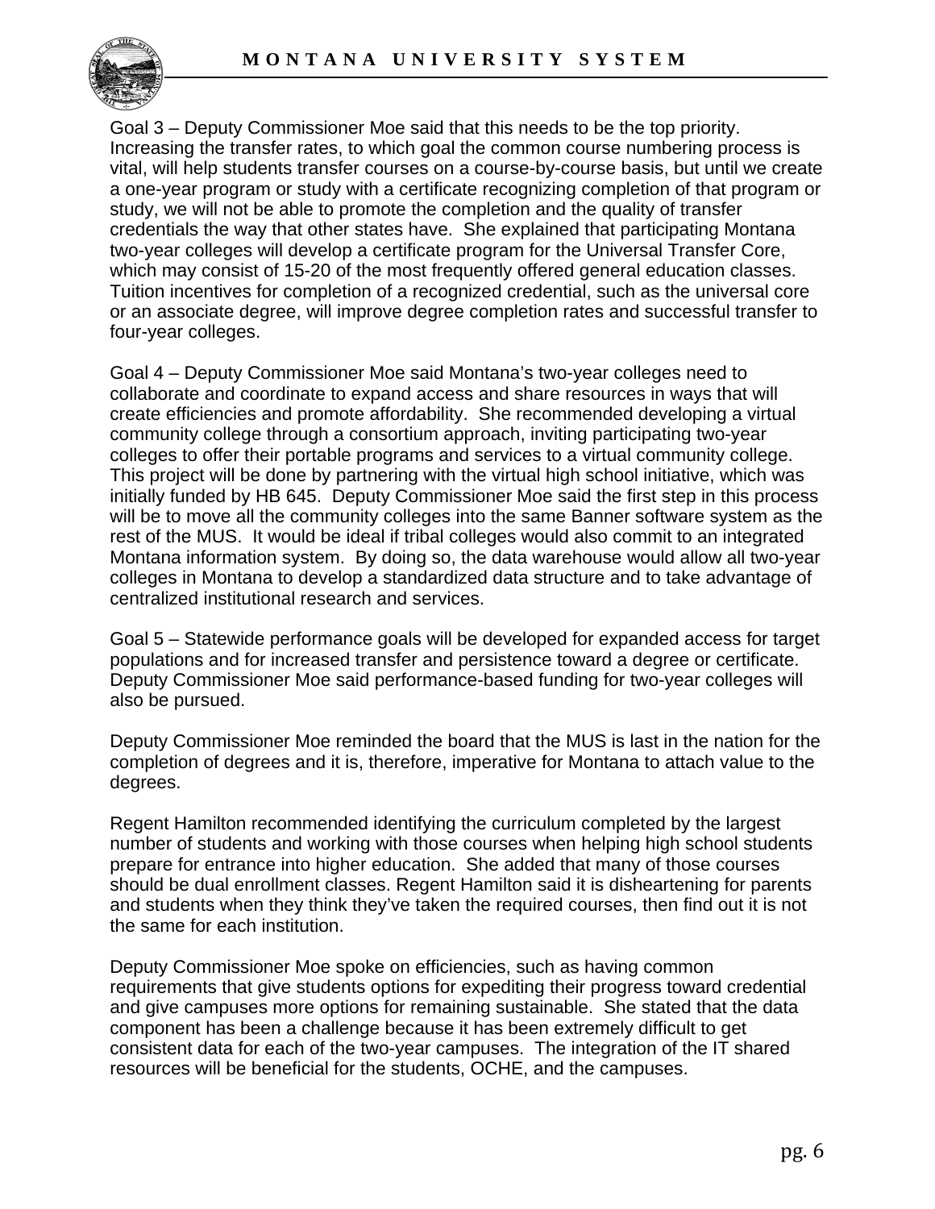Goal 3 – Deputy Commissioner Moe said that this needs to be the top priority. Increasing the transfer rates, to which goal the common course numbering process is vital, will help students transfer courses on a course-by-course basis, but until we create a one-year program or study with a certificate recognizing completion of that program or study, we will not be able to promote the completion and the quality of transfer credentials the way that other states have. She explained that participating Montana two-year colleges will develop a certificate program for the Universal Transfer Core, which may consist of 15-20 of the most frequently offered general education classes. Tuition incentives for completion of a recognized credential, such as the universal core or an associate degree, will improve degree completion rates and successful transfer to four-year colleges.

Goal 4 – Deputy Commissioner Moe said Montana's two-year colleges need to collaborate and coordinate to expand access and share resources in ways that will create efficiencies and promote affordability. She recommended developing a virtual community college through a consortium approach, inviting participating two-year colleges to offer their portable programs and services to a virtual community college. This project will be done by partnering with the virtual high school initiative, which was initially funded by HB 645. Deputy Commissioner Moe said the first step in this process will be to move all the community colleges into the same Banner software system as the rest of the MUS. It would be ideal if tribal colleges would also commit to an integrated Montana information system. By doing so, the data warehouse would allow all two-year colleges in Montana to develop a standardized data structure and to take advantage of centralized institutional research and services.

Goal 5 – Statewide performance goals will be developed for expanded access for target populations and for increased transfer and persistence toward a degree or certificate. Deputy Commissioner Moe said performance-based funding for two-year colleges will also be pursued.

Deputy Commissioner Moe reminded the board that the MUS is last in the nation for the completion of degrees and it is, therefore, imperative for Montana to attach value to the degrees.

Regent Hamilton recommended identifying the curriculum completed by the largest number of students and working with those courses when helping high school students prepare for entrance into higher education. She added that many of those courses should be dual enrollment classes. Regent Hamilton said it is disheartening for parents and students when they think they've taken the required courses, then find out it is not the same for each institution.

Deputy Commissioner Moe spoke on efficiencies, such as having common requirements that give students options for expediting their progress toward credential and give campuses more options for remaining sustainable. She stated that the data component has been a challenge because it has been extremely difficult to get consistent data for each of the two-year campuses. The integration of the IT shared resources will be beneficial for the students, OCHE, and the campuses.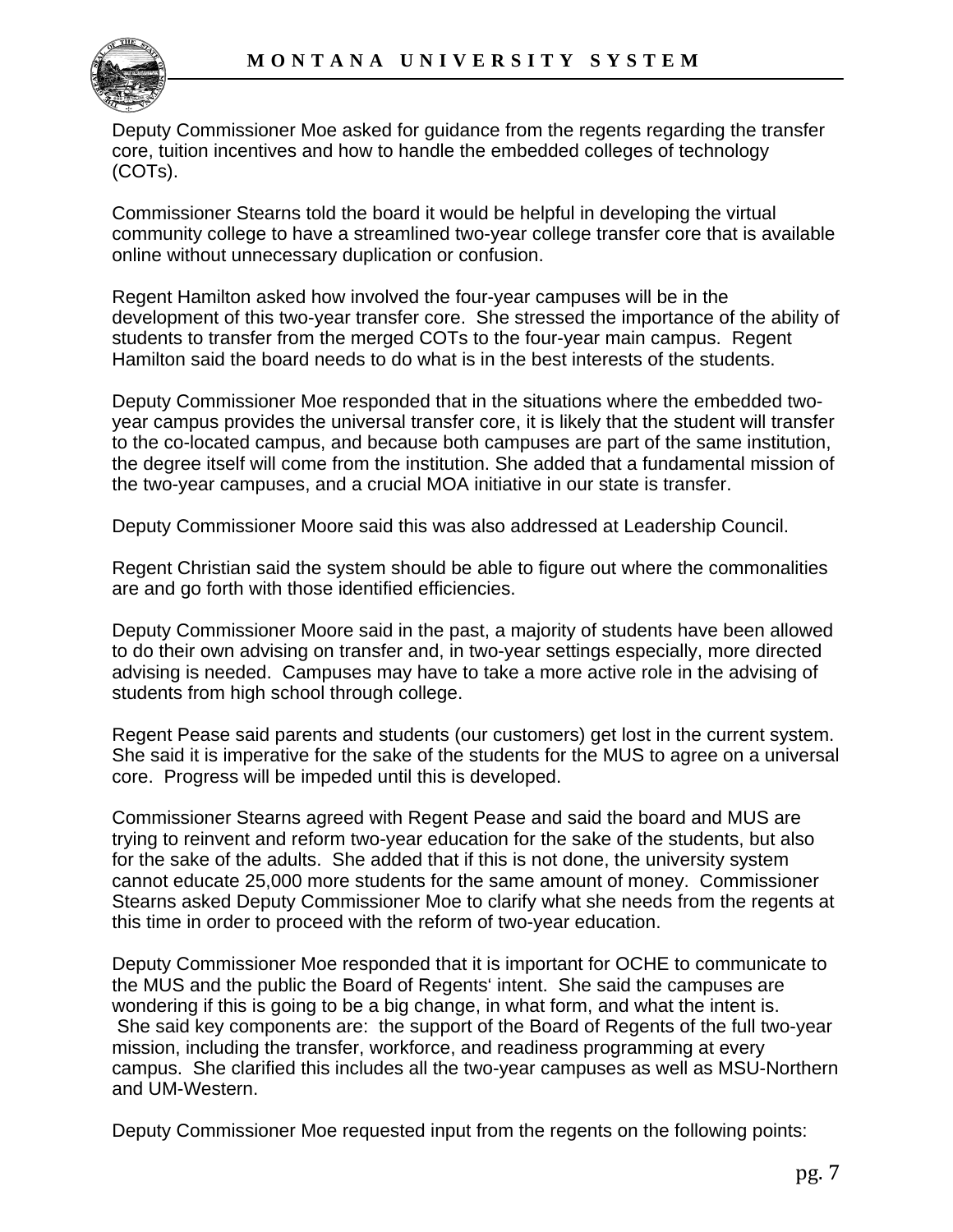Deputy Commissioner Moe asked for guidance from the regents regarding the transfer core, tuition incentives and how to handle the embedded colleges of technology (COTs).

Commissioner Stearns told the board it would be helpful in developing the virtual community college to have a streamlined two-year college transfer core that is available online without unnecessary duplication or confusion.

Regent Hamilton asked how involved the four-year campuses will be in the development of this two-year transfer core. She stressed the importance of the ability of students to transfer from the merged COTs to the four-year main campus. Regent Hamilton said the board needs to do what is in the best interests of the students.

Deputy Commissioner Moe responded that in the situations where the embedded two-year campus provides the universal transfer core, it is likely that the student will transfer to the co-located campus, and because both campuses are part of the same institution, the degree itself will come from the institution. She added that a fundamental mission of the two-year campuses, and a crucial MOA initiative in our state is transfer.

Deputy Commissioner Moore said this was also addressed at Leadership Council.

Regent Christian said the system should be able to figure out where the commonalities are and go forth with those identified efficiencies.

Deputy Commissioner Moore said in the past, a majority of students have been allowed to do their own advising on transfer and, in two-year settings especially, more directed advising is needed. Campuses may have to take a more active role in the advising of students from high school through college.

Regent Pease said parents and students (our customers) get lost in the current system. She said it is imperative for the sake of the students for the MUS to agree on a universal core. Progress will be impeded until this is developed.

Commissioner Stearns agreed with Regent Pease and said the board and MUS are trying to reinvent and reform two-year education for the sake of the students, but also for the sake of the adults. She added that if this is not done, the university system cannot educate 25,000 more students for the same amount of money. Commissioner Stearns asked Deputy Commissioner Moe to clarify what she needs from the regents at this time in order to proceed with the reform of two-year education.

Deputy Commissioner Moe responded that it is important for OCHE to communicate to the MUS and the public the Board of Regents' intent. She said the campuses are wondering if this is going to be a big change, in what form, and what the intent is. She said key components are: the support of the Board of Regents of the full two-year mission, including the transfer, workforce, and readiness programming at every campus. She clarified this includes all the two-year campuses as well as MSU-Northern and UM-Western.

Deputy Commissioner Moe requested input from the regents on the following points: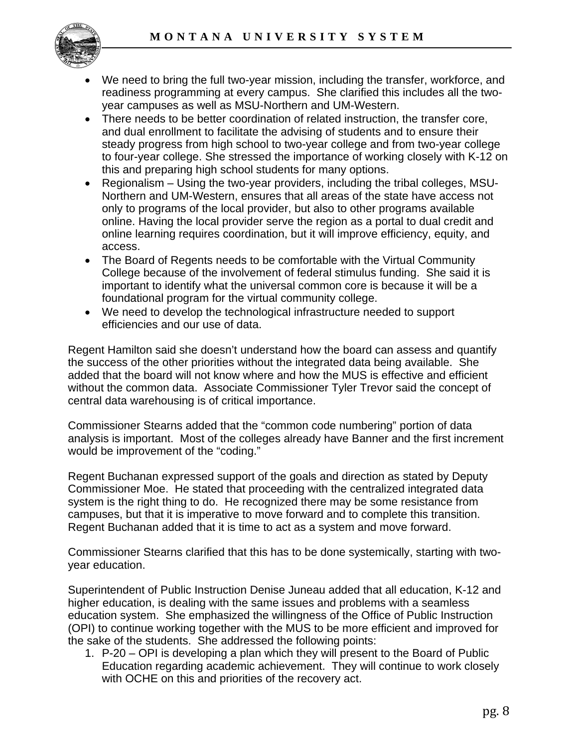- We need to bring the full two-year mission, including the transfer, workforce, and readiness programming at every campus. She clarified this includes all the two-year campuses as well as MSU-Northern and UM-Western.
- There needs to be better coordination of related instruction, the transfer core, and dual enrollment to facilitate the advising of students and to ensure their steady progress from high school to two-year college and from two-year college to four-year college. She stressed the importance of working closely with K-12 on this and preparing high school students for many options.
- Regionalism – Using the two-year providers, including the tribal colleges, MSU-Northern and UM-Western, ensures that all areas of the state have access not only to programs of the local provider, but also to other programs available online. Having the local provider serve the region as a portal to dual credit and online learning requires coordination, but it will improve efficiency, equity, and access.
- The Board of Regents needs to be comfortable with the Virtual Community College because of the involvement of federal stimulus funding. She said it is important to identify what the universal common core is because it will be a foundational program for the virtual community college.
- We need to develop the technological infrastructure needed to support efficiencies and our use of data.

Regent Hamilton said she doesn't understand how the board can assess and quantify the success of the other priorities without the integrated data being available. She added that the board will not know where and how the MUS is effective and efficient without the common data. Associate Commissioner Tyler Trevor said the concept of central data warehousing is of critical importance.

Commissioner Stearns added that the "common code numbering" portion of data analysis is important. Most of the colleges already have Banner and the first increment would be improvement of the "coding."

Regent Buchanan expressed support of the goals and direction as stated by Deputy Commissioner Moe. He stated that proceeding with the centralized integrated data system is the right thing to do. He recognized there may be some resistance from campuses, but that it is imperative to move forward and to complete this transition. Regent Buchanan added that it is time to act as a system and move forward.

Commissioner Stearns clarified that this has to be done systemically, starting with two-year education.

Superintendent of Public Instruction Denise Juneau added that all education, K-12 and higher education, is dealing with the same issues and problems with a seamless education system. She emphasized the willingness of the Office of Public Instruction (OPI) to continue working together with the MUS to be more efficient and improved for the sake of the students. She addressed the following points:

1. P-20 – OPI is developing a plan which they will present to the Board of Public Education regarding academic achievement. They will continue to work closely with OCHE on this and priorities of the recovery act.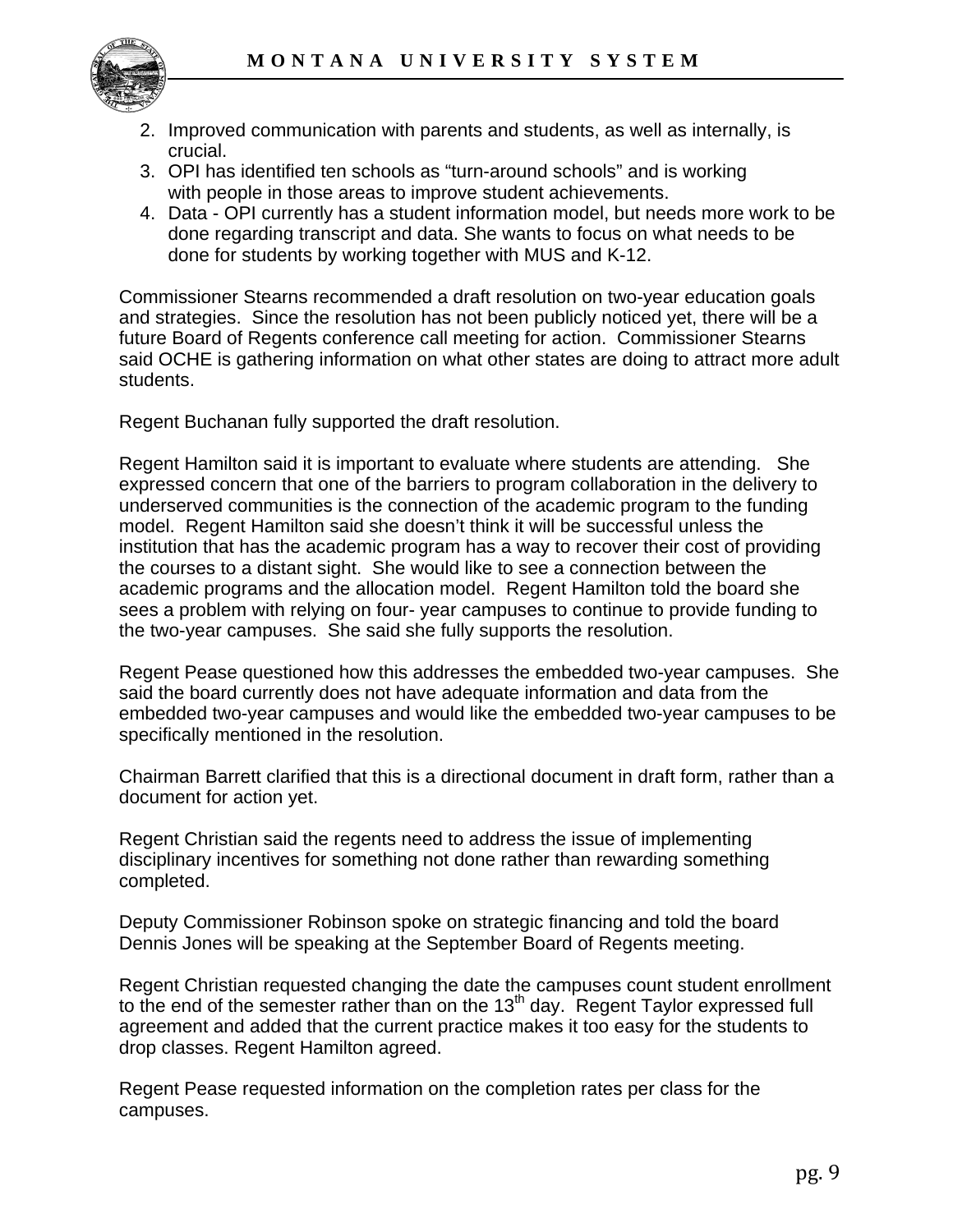2. Improved communication with parents and students, as well as internally, is crucial.
3. OPI has identified ten schools as "turn-around schools" and is working with people in those areas to improve student achievements.
4. Data - OPI currently has a student information model, but needs more work to be done regarding transcript and data. She wants to focus on what needs to be done for students by working together with MUS and K-12.

Commissioner Stearns recommended a draft resolution on two-year education goals and strategies. Since the resolution has not been publicly noticed yet, there will be a future Board of Regents conference call meeting for action. Commissioner Stearns said OCHE is gathering information on what other states are doing to attract more adult students.

Regent Buchanan fully supported the draft resolution.

Regent Hamilton said it is important to evaluate where students are attending. She expressed concern that one of the barriers to program collaboration in the delivery to underserved communities is the connection of the academic program to the funding model. Regent Hamilton said she doesn't think it will be successful unless the institution that has the academic program has a way to recover their cost of providing the courses to a distant sight. She would like to see a connection between the academic programs and the allocation model. Regent Hamilton told the board she sees a problem with relying on four- year campuses to continue to provide funding to the two-year campuses. She said she fully supports the resolution.

Regent Pease questioned how this addresses the embedded two-year campuses. She said the board currently does not have adequate information and data from the embedded two-year campuses and would like the embedded two-year campuses to be specifically mentioned in the resolution.

Chairman Barrett clarified that this is a directional document in draft form, rather than a document for action yet.

Regent Christian said the regents need to address the issue of implementing disciplinary incentives for something not done rather than rewarding something completed.

Deputy Commissioner Robinson spoke on strategic financing and told the board Dennis Jones will be speaking at the September Board of Regents meeting.

Regent Christian requested changing the date the campuses count student enrollment to the end of the semester rather than on the 13th day. Regent Taylor expressed full agreement and added that the current practice makes it too easy for the students to drop classes. Regent Hamilton agreed.

Regent Pease requested information on the completion rates per class for the campuses.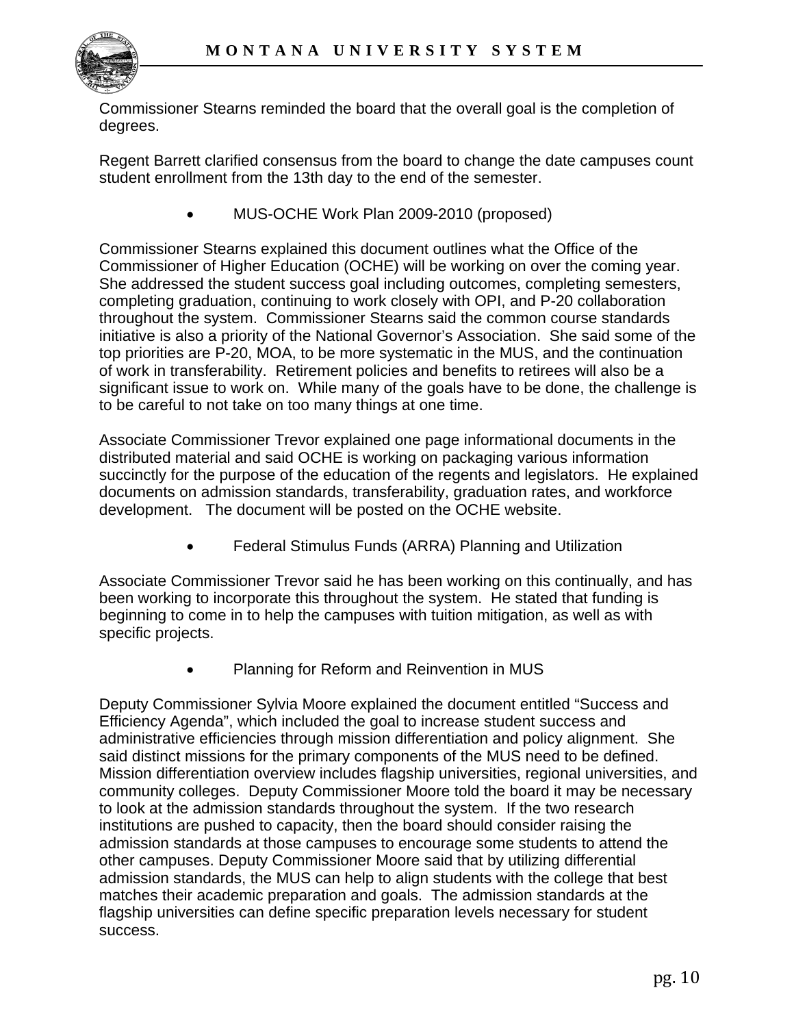Commissioner Stearns reminded the board that the overall goal is the completion of degrees.

Regent Barrett clarified consensus from the board to change the date campuses count student enrollment from the 13th day to the end of the semester.

- MUS-OCHE Work Plan 2009-2010 (proposed)

Commissioner Stearns explained this document outlines what the Office of the Commissioner of Higher Education (OCHE) will be working on over the coming year. She addressed the student success goal including outcomes, completing semesters, completing graduation, continuing to work closely with OPI, and P-20 collaboration throughout the system. Commissioner Stearns said the common course standards initiative is also a priority of the National Governor's Association. She said some of the top priorities are P-20, MOA, to be more systematic in the MUS, and the continuation of work in transferability. Retirement policies and benefits to retirees will also be a significant issue to work on. While many of the goals have to be done, the challenge is to be careful to not take on too many things at one time.

Associate Commissioner Trevor explained one page informational documents in the distributed material and said OCHE is working on packaging various information succinctly for the purpose of the education of the regents and legislators. He explained documents on admission standards, transferability, graduation rates, and workforce development. The document will be posted on the OCHE website.

- Federal Stimulus Funds (ARRA) Planning and Utilization

Associate Commissioner Trevor said he has been working on this continually, and has been working to incorporate this throughout the system. He stated that funding is beginning to come in to help the campuses with tuition mitigation, as well as with specific projects.

- Planning for Reform and Reinvention in MUS

Deputy Commissioner Sylvia Moore explained the document entitled "Success and Efficiency Agenda", which included the goal to increase student success and administrative efficiencies through mission differentiation and policy alignment. She said distinct missions for the primary components of the MUS need to be defined. Mission differentiation overview includes flagship universities, regional universities, and community colleges. Deputy Commissioner Moore told the board it may be necessary to look at the admission standards throughout the system. If the two research institutions are pushed to capacity, then the board should consider raising the admission standards at those campuses to encourage some students to attend the other campuses. Deputy Commissioner Moore said that by utilizing differential admission standards, the MUS can help to align students with the college that best matches their academic preparation and goals. The admission standards at the flagship universities can define specific preparation levels necessary for student success.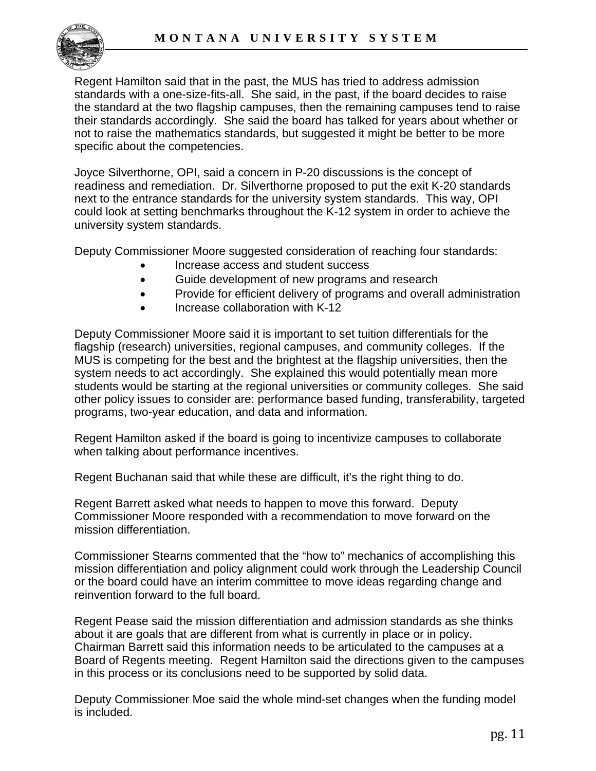Regent Hamilton said that in the past, the MUS has tried to address admission standards with a one-size-fits-all. She said, in the past, if the board decides to raise the standard at the two flagship campuses, then the remaining campuses tend to raise their standards accordingly. She said the board has talked for years about whether or not to raise the mathematics standards, but suggested it might be better to be more specific about the competencies.

Joyce Silverthorne, OPI, said a concern in P-20 discussions is the concept of readiness and remediation. Dr. Silverthorne proposed to put the exit K-20 standards next to the entrance standards for the university system standards. This way, OPI could look at setting benchmarks throughout the K-12 system in order to achieve the university system standards.

Deputy Commissioner Moore suggested consideration of reaching four standards:

- Increase access and student success
- Guide development of new programs and research
- Provide for efficient delivery of programs and overall administration
- Increase collaboration with K-12

Deputy Commissioner Moore said it is important to set tuition differentials for the flagship (research) universities, regional campuses, and community colleges. If the MUS is competing for the best and the brightest at the flagship universities, then the system needs to act accordingly. She explained this would potentially mean more students would be starting at the regional universities or community colleges. She said other policy issues to consider are: performance based funding, transferability, targeted programs, two-year education, and data and information.

Regent Hamilton asked if the board is going to incentivize campuses to collaborate when talking about performance incentives.

Regent Buchanan said that while these are difficult, it's the right thing to do.

Regent Barrett asked what needs to happen to move this forward. Deputy Commissioner Moore responded with a recommendation to move forward on the mission differentiation.

Commissioner Stearns commented that the "how to" mechanics of accomplishing this mission differentiation and policy alignment could work through the Leadership Council or the board could have an interim committee to move ideas regarding change and reinvention forward to the full board.

Regent Pease said the mission differentiation and admission standards as she thinks about it are goals that are different from what is currently in place or in policy. Chairman Barrett said this information needs to be articulated to the campuses at a Board of Regents meeting. Regent Hamilton said the directions given to the campuses in this process or its conclusions need to be supported by solid data.

Deputy Commissioner Moe said the whole mind-set changes when the funding model is included.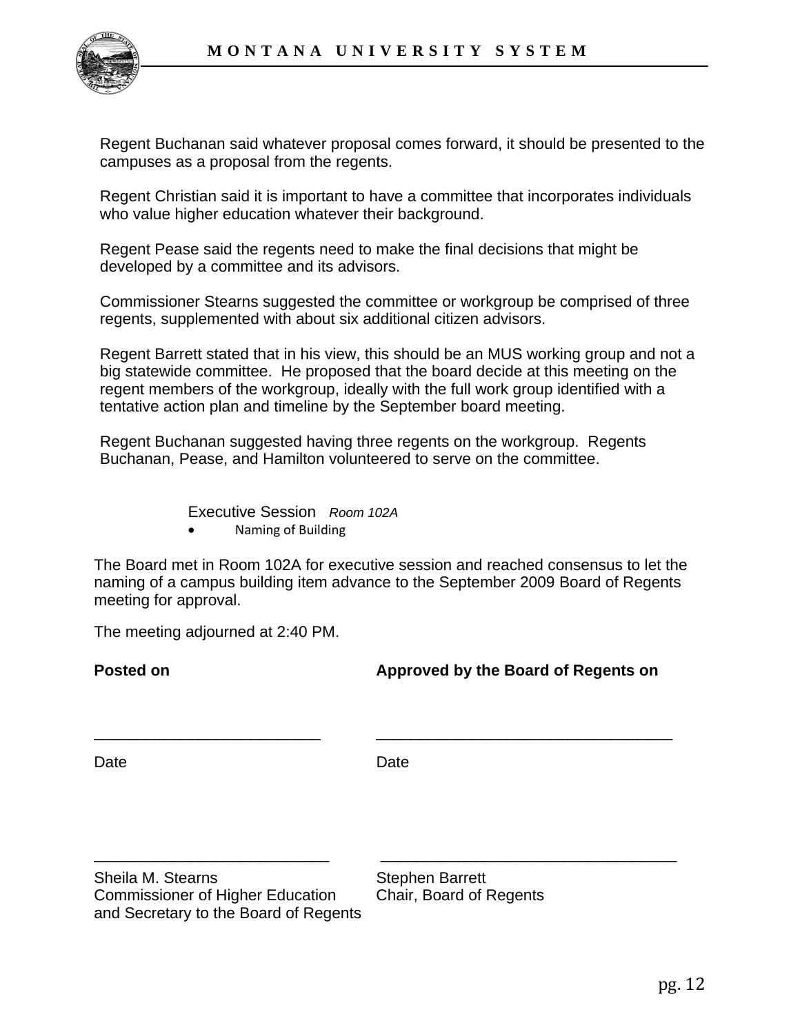Regent Buchanan said whatever proposal comes forward, it should be presented to the campuses as a proposal from the regents.

Regent Christian said it is important to have a committee that incorporates individuals who value higher education whatever their background.

Regent Pease said the regents need to make the final decisions that might be developed by a committee and its advisors.

Commissioner Stearns suggested the committee or workgroup be comprised of three regents, supplemented with about six additional citizen advisors.

Regent Barrett stated that in his view, this should be an MUS working group and not a big statewide committee. He proposed that the board decide at this meeting on the regent members of the workgroup, ideally with the full work group identified with a tentative action plan and timeline by the September board meeting.

Regent Buchanan suggested having three regents on the workgroup. Regents Buchanan, Pease, and Hamilton volunteered to serve on the committee.

Executive Session *Room 102A*

- Naming of Building

The Board met in Room 102A for executive session and reached consensus to let the naming of a campus building item advance to the September 2009 Board of Regents meeting for approval.

The meeting adjourned at 2:40 PM.

| **Posted on** | **Approved by the Board of Regents on** |
| --- | --- |
| __________________________ | __________________________________ |
| Date | Date |
| ___________________________ | __________________________________ |
| Sheila M. Stearns<br>Commissioner of Higher Education<br>and Secretary to the Board of Regents | Stephen Barrett<br>Chair, Board of Regents |